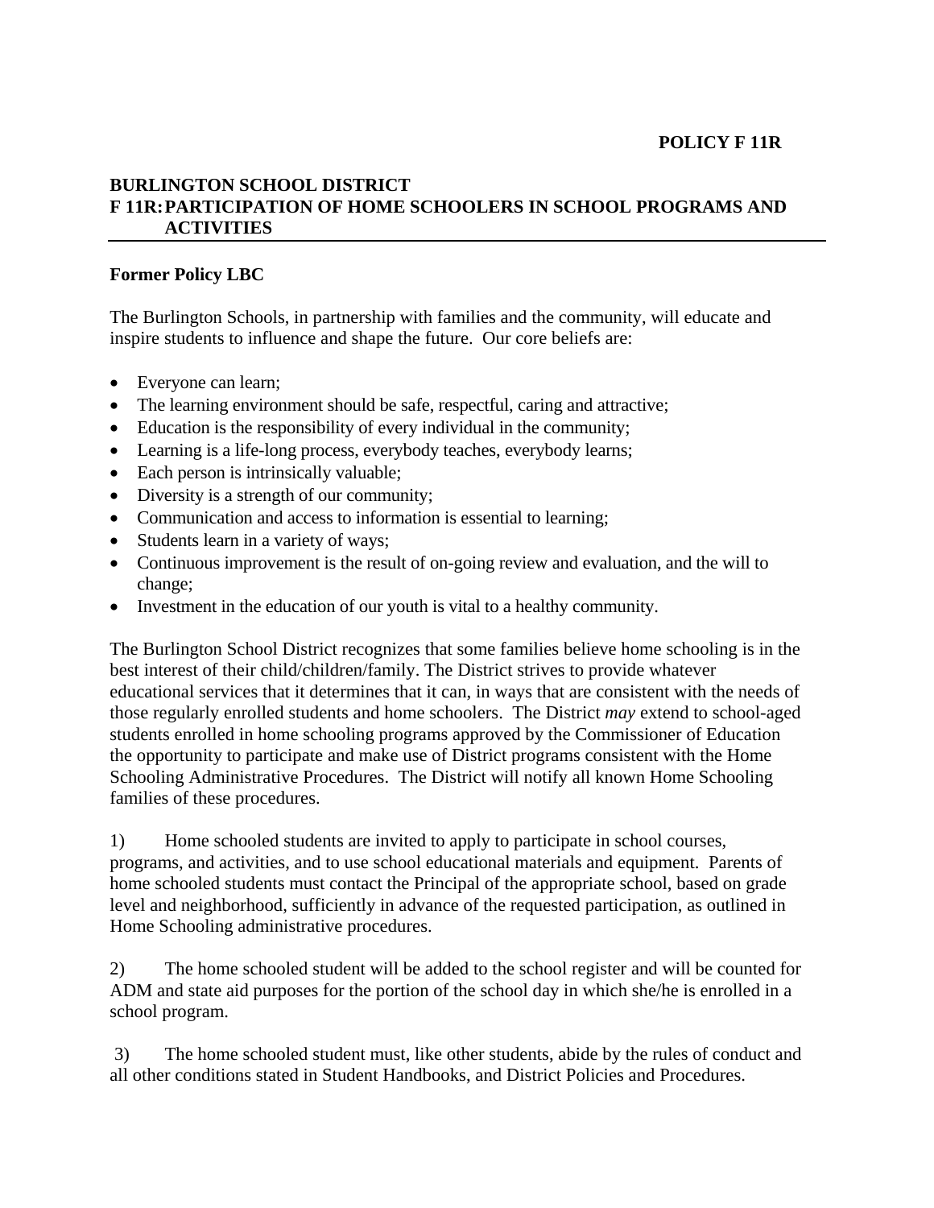**POLICY F 11R**

**BURLINGTON SCHOOL DISTRICT**
**F 11R: PARTICIPATION OF HOME SCHOOLERS IN SCHOOL PROGRAMS AND ACTIVITIES**

**Former Policy LBC**

The Burlington Schools, in partnership with families and the community, will educate and inspire students to influence and shape the future. Our core beliefs are:

- Everyone can learn;
- The learning environment should be safe, respectful, caring and attractive;
- Education is the responsibility of every individual in the community;
- Learning is a life-long process, everybody teaches, everybody learns;
- Each person is intrinsically valuable;
- Diversity is a strength of our community;
- Communication and access to information is essential to learning;
- Students learn in a variety of ways;
- Continuous improvement is the result of on-going review and evaluation, and the will to change;
- Investment in the education of our youth is vital to a healthy community.

The Burlington School District recognizes that some families believe home schooling is in the best interest of their child/children/family. The District strives to provide whatever educational services that it determines that it can, in ways that are consistent with the needs of those regularly enrolled students and home schoolers. The District *may* extend to school-aged students enrolled in home schooling programs approved by the Commissioner of Education the opportunity to participate and make use of District programs consistent with the Home Schooling Administrative Procedures. The District will notify all known Home Schooling families of these procedures.

1) Home schooled students are invited to apply to participate in school courses, programs, and activities, and to use school educational materials and equipment. Parents of home schooled students must contact the Principal of the appropriate school, based on grade level and neighborhood, sufficiently in advance of the requested participation, as outlined in Home Schooling administrative procedures.

2) The home schooled student will be added to the school register and will be counted for ADM and state aid purposes for the portion of the school day in which she/he is enrolled in a school program.

3) The home schooled student must, like other students, abide by the rules of conduct and all other conditions stated in Student Handbooks, and District Policies and Procedures.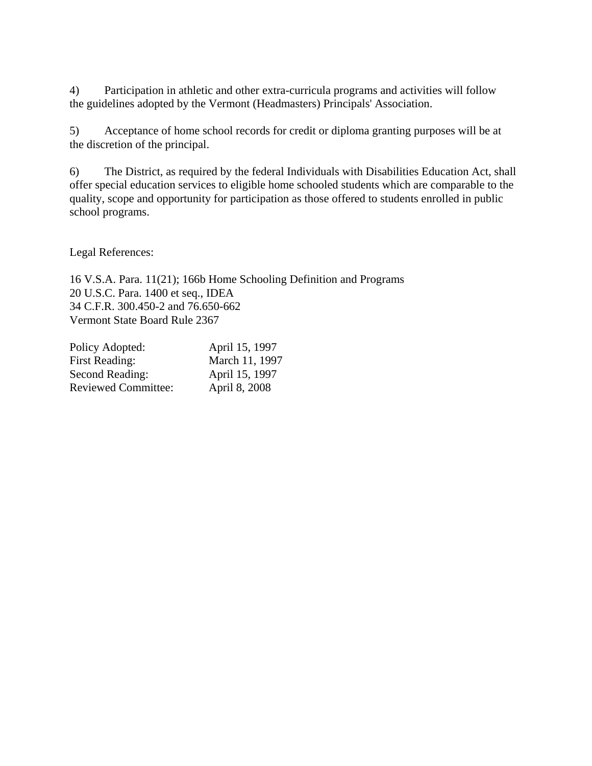4) Participation in athletic and other extra-curricula programs and activities will follow the guidelines adopted by the Vermont (Headmasters) Principals' Association.

5) Acceptance of home school records for credit or diploma granting purposes will be at the discretion of the principal.

6) The District, as required by the federal Individuals with Disabilities Education Act, shall offer special education services to eligible home schooled students which are comparable to the quality, scope and opportunity for participation as those offered to students enrolled in public school programs.

Legal References:

16 V.S.A. Para. 11(21); 166b Home Schooling Definition and Programs
20 U.S.C. Para. 1400 et seq., IDEA
34 C.F.R. 300.450-2 and 76.650-662
Vermont State Board Rule 2367

| | |
|---|---|
| Policy Adopted: | April 15, 1997 |
| First Reading: | March 11, 1997 |
| Second Reading: | April 15, 1997 |
| Reviewed Committee: | April 8, 2008 |